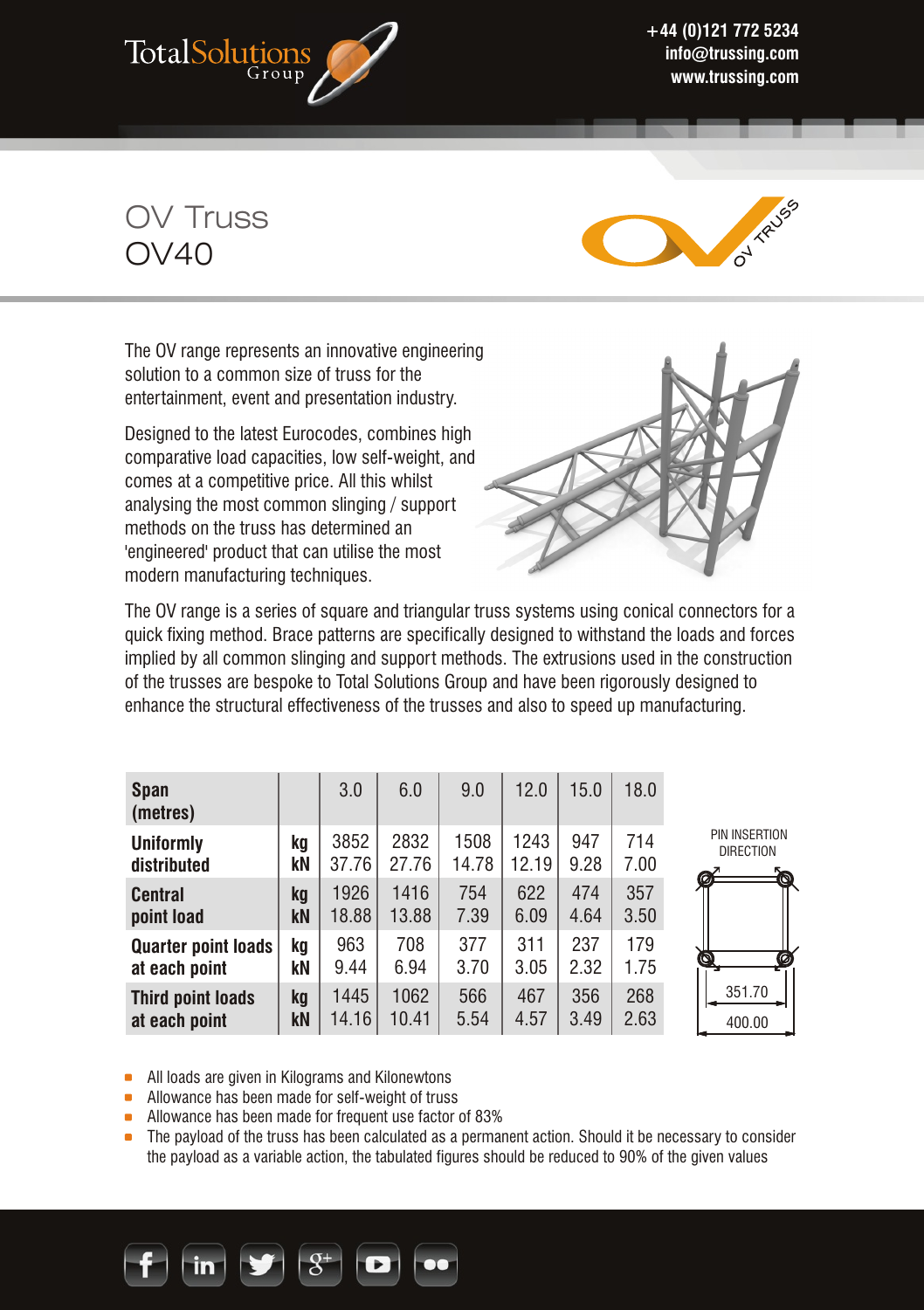# OV Truss
## OV40

The OV range represents an innovative engineering solution to a common size of truss for the entertainment, event and presentation industry.

Designed to the latest Eurocodes, combines high comparative load capacities, low self-weight, and comes at a competitive price. All this whilst analysing the most common slinging / support methods on the truss has determined an 'engineered' product that can utilise the most modern manufacturing techniques.

The OV range is a series of square and triangular truss systems using conical connectors for a quick fixing method. Brace patterns are specifically designed to withstand the loads and forces implied by all common slinging and support methods. The extrusions used in the construction of the trusses are bespoke to Total Solutions Group and have been rigorously designed to enhance the structural effectiveness of the trusses and also to speed up manufacturing.

| **Span (metres)** | | 3.0 | 6.0 | 9.0 | 12.0 | 15.0 | 18.0 |
|---|---|---|---|---|---|---|---|
| **Uniformly distributed** | **kg** | 3852 | 2832 | 1508 | 1243 | 947 | 714 |
| | **kN** | 37.76 | 27.76 | 14.78 | 12.19 | 9.28 | 7.00 |
| **Central point load** | **kg** | 1926 | 1416 | 754 | 622 | 474 | 357 |
| | **kN** | 18.88 | 13.88 | 7.39 | 6.09 | 4.64 | 3.50 |
| **Quarter point loads at each point** | **kg** | 963 | 708 | 377 | 311 | 237 | 179 |
| | **kN** | 9.44 | 6.94 | 3.70 | 3.05 | 2.32 | 1.75 |
| **Third point loads at each point** | **kg** | 1445 | 1062 | 566 | 467 | 356 | 268 |
| | **kN** | 14.16 | 10.41 | 5.54 | 4.57 | 3.49 | 2.63 |

PIN INSERTION DIRECTION

351.70

400.00

- All loads are given in Kilograms and Kilonewtons
- Allowance has been made for self-weight of truss
- Allowance has been made for frequent use factor of 83%
- The payload of the truss has been calculated as a permanent action. Should it be necessary to consider the payload as a variable action, the tabulated figures should be reduced to 90% of the given values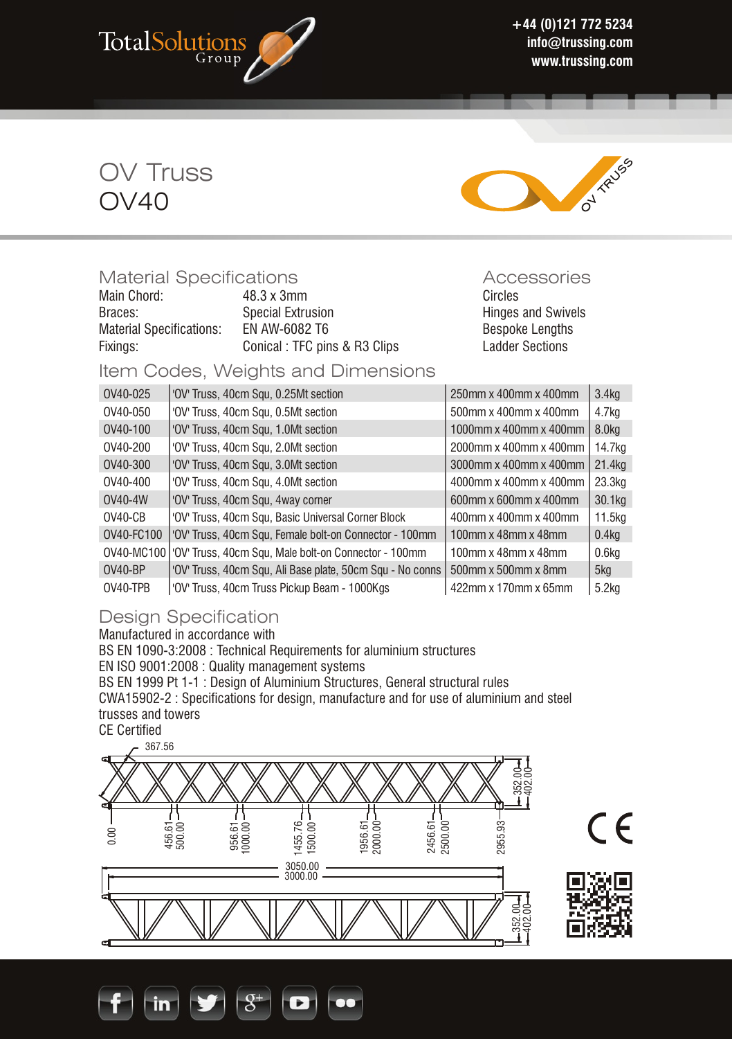# OV Truss
# OV40

## Material Specifications

Main Chord: 48.3 x 3mm
Braces: Special Extrusion
Material Specifications: EN AW-6082 T6
Fixings: Conical : TFC pins & R3 Clips

## Accessories

Circles
Hinges and Swivels
Bespoke Lengths
Ladder Sections

## Item Codes, Weights and Dimensions

| | | | |
|---|---|---|---|
| OV40-025 | 'OV' Truss, 40cm Squ, 0.25Mt section | 250mm x 400mm x 400mm | 3.4kg |
| OV40-050 | 'OV' Truss, 40cm Squ, 0.5Mt section | 500mm x 400mm x 400mm | 4.7kg |
| OV40-100 | 'OV' Truss, 40cm Squ, 1.0Mt section | 1000mm x 400mm x 400mm | 8.0kg |
| OV40-200 | 'OV' Truss, 40cm Squ, 2.0Mt section | 2000mm x 400mm x 400mm | 14.7kg |
| OV40-300 | 'OV' Truss, 40cm Squ, 3.0Mt section | 3000mm x 400mm x 400mm | 21.4kg |
| OV40-400 | 'OV' Truss, 40cm Squ, 4.0Mt section | 4000mm x 400mm x 400mm | 23.3kg |
| OV40-4W | 'OV' Truss, 40cm Squ, 4way corner | 600mm x 600mm x 400mm | 30.1kg |
| OV40-CB | 'OV' Truss, 40cm Squ, Basic Universal Corner Block | 400mm x 400mm x 400mm | 11.5kg |
| OV40-FC100 | 'OV' Truss, 40cm Squ, Female bolt-on Connector - 100mm | 100mm x 48mm x 48mm | 0.4kg |
| OV40-MC100 | 'OV' Truss, 40cm Squ, Male bolt-on Connector - 100mm | 100mm x 48mm x 48mm | 0.6kg |
| OV40-BP | 'OV' Truss, 40cm Squ, Ali Base plate, 50cm Squ - No conns | 500mm x 500mm x 8mm | 5kg |
| OV40-TPB | 'OV' Truss, 40cm Truss Pickup Beam - 1000Kgs | 422mm x 170mm x 65mm | 5.2kg |

## Design Specification

Manufactured in accordance with
BS EN 1090-3:2008 : Technical Requirements for aluminium structures
EN ISO 9001:2008 : Quality management systems
BS EN 1999 Pt 1-1 : Design of Aluminium Structures, General structural rules
CWA15902-2 : Specifications for design, manufacture and for use of aluminium and steel trusses and towers
CE Certified

367.56
0.00
456.61
500.00
956.61
1000.00
1455.76
1500.00
1956.61
2000.00
2456.61
2500.00
2955.93
352.00
402.00
3050.00
3000.00
352.00
402.00